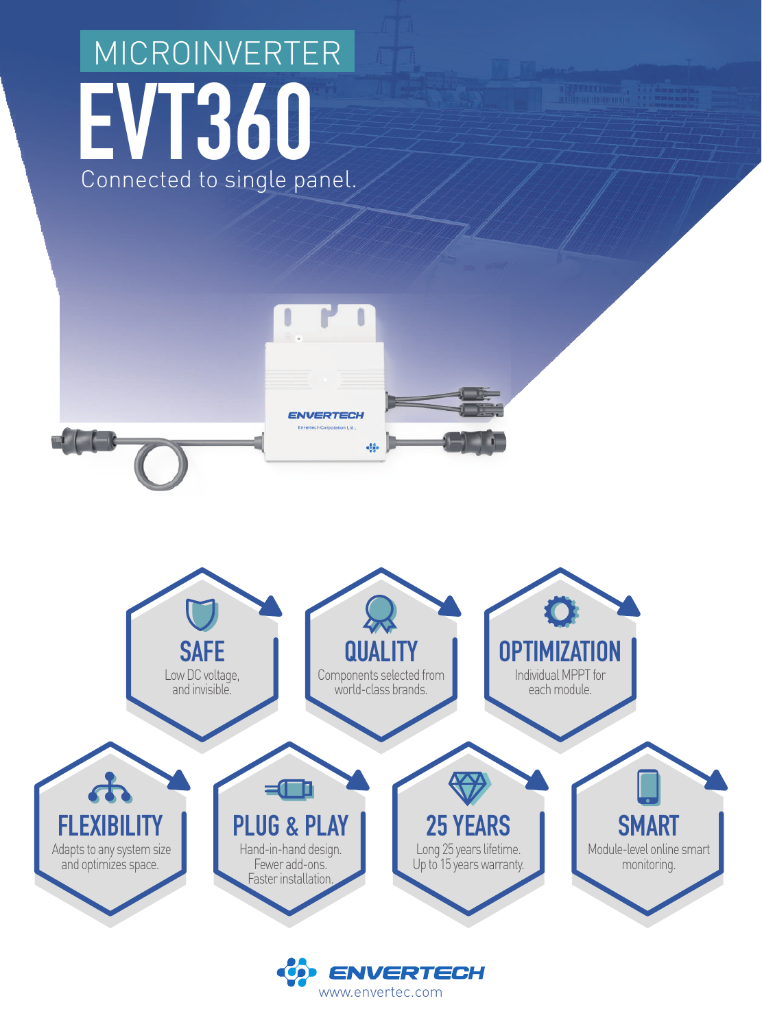MICROINVERTER

# EVT360

Connected to single panel.

## SAFE
Low DC voltage, and invisible.

## QUALITY
Components selected from world-class brands.

## OPTIMIZATION
Individual MPPT for each module.

## FLEXIBILITY
Adapts to any system size and optimizes space.

## PLUG & PLAY
Hand-in-hand design. Fewer add-ons. Faster installation.

## 25 YEARS
Long 25 years lifetime. Up to 15 years warranty.

## SMART
Module-level online smart monitoring.

ENVERTECH
www.envertec.com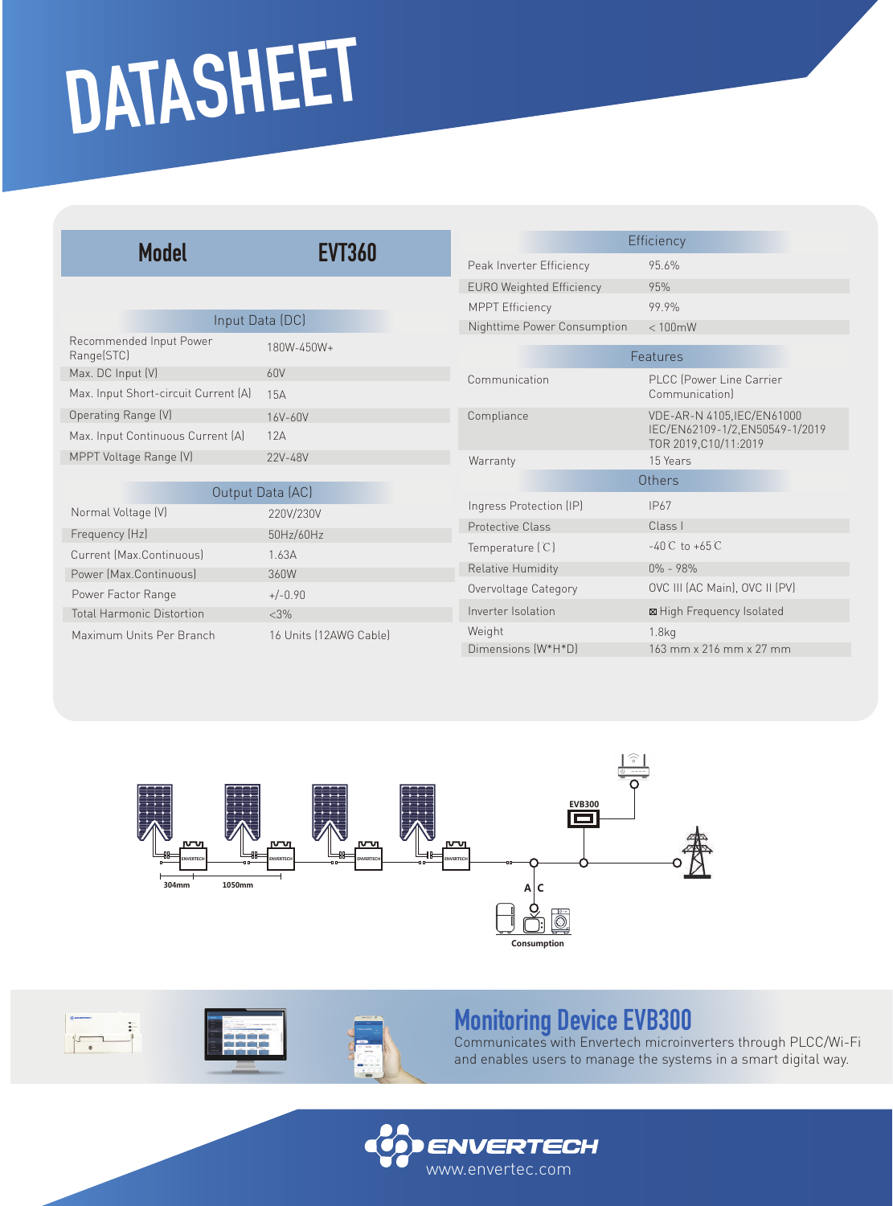# DATASHEET

| Model | EVT360 |
|---|---|

### Input Data (DC)

| | |
|---|---|
| Recommended Input Power Range(STC) | 180W-450W+ |
| Max. DC Input (V) | 60V |
| Max. Input Short-circuit Current (A) | 15A |
| Operating Range (V) | 16V-60V |
| Max. Input Continuous Current (A) | 12A |
| MPPT Voltage Range (V) | 22V-48V |

### Output Data (AC)

| | |
|---|---|
| Normal Voltage (V) | 220V/230V |
| Frequency (Hz) | 50Hz/60Hz |
| Current (Max.Continuous) | 1.63A |
| Power (Max.Continuous) | 360W |
| Power Factor Range | +/-0.90 |
| Total Harmonic Distortion | <3% |
| Maximum Units Per Branch | 16 Units (12AWG Cable) |

### Efficiency

| | |
|---|---|
| Peak Inverter Efficiency | 95.6% |
| EURO Weighted Efficiency | 95% |
| MPPT Efficiency | 99.9% |
| Nighttime Power Consumption | < 100mW |

### Features

| | |
|---|---|
| Communication | PLCC (Power Line Carrier Communication) |
| Compliance | VDE-AR-N 4105,IEC/EN61000 IEC/EN62109-1/2,EN50549-1/2019 TOR 2019,C10/11:2019 |
| Warranty | 15 Years |

### Others

| | |
|---|---|
| Ingress Protection (IP) | IP67 |
| Protective Class | Class I |
| Temperature (℃) | -40℃ to +65℃ |
| Relative Humidity | 0% - 98% |
| Overvoltage Category | OVC III (AC Main), OVC II (PV) |
| Inverter Isolation | ⊠ High Frequency Isolated |
| Weight | 1.8kg |
| Dimensions (W*H*D) | 163 mm x 216 mm x 27 mm |

EVB300

304mm

1050mm

A C

Consumption

## Monitoring Device EVB300

Communicates with Envertech microinverters through PLCC/Wi-Fi and enables users to manage the systems in a smart digital way.

ENVERTECH

www.envertec.com